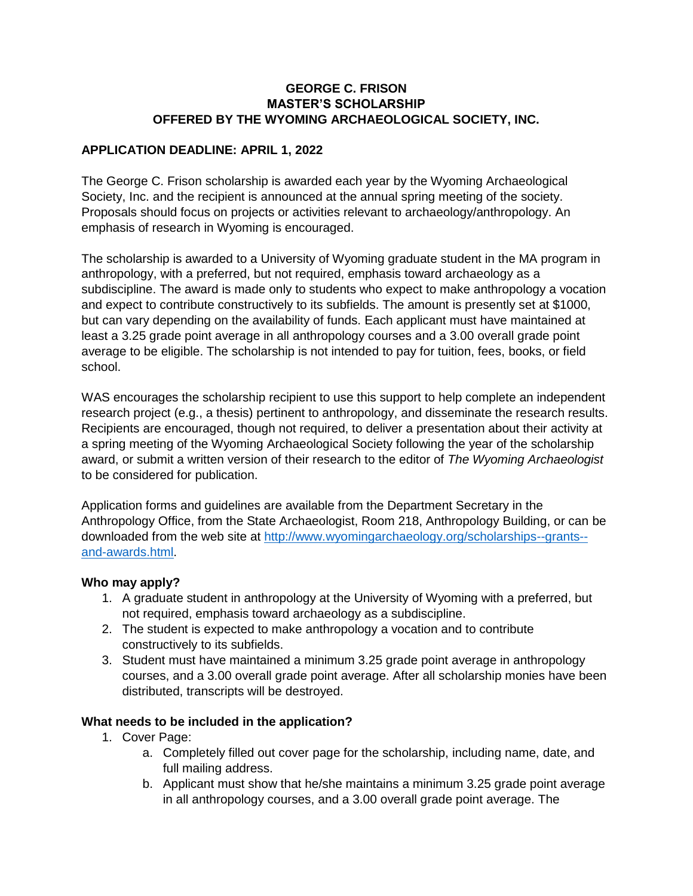# GEORGE C. FRISON
# MASTER'S SCHOLARSHIP
# OFFERED BY THE WYOMING ARCHAEOLOGICAL SOCIETY, INC.

**APPLICATION DEADLINE: APRIL 1, 2022**

The George C. Frison scholarship is awarded each year by the Wyoming Archaeological Society, Inc. and the recipient is announced at the annual spring meeting of the society. Proposals should focus on projects or activities relevant to archaeology/anthropology. An emphasis of research in Wyoming is encouraged.

The scholarship is awarded to a University of Wyoming graduate student in the MA program in anthropology, with a preferred, but not required, emphasis toward archaeology as a subdiscipline. The award is made only to students who expect to make anthropology a vocation and expect to contribute constructively to its subfields. The amount is presently set at $1000, but can vary depending on the availability of funds. Each applicant must have maintained at least a 3.25 grade point average in all anthropology courses and a 3.00 overall grade point average to be eligible. The scholarship is not intended to pay for tuition, fees, books, or field school.

WAS encourages the scholarship recipient to use this support to help complete an independent research project (e.g., a thesis) pertinent to anthropology, and disseminate the research results. Recipients are encouraged, though not required, to deliver a presentation about their activity at a spring meeting of the Wyoming Archaeological Society following the year of the scholarship award, or submit a written version of their research to the editor of *The Wyoming Archaeologist* to be considered for publication.

Application forms and guidelines are available from the Department Secretary in the Anthropology Office, from the State Archaeologist, Room 218, Anthropology Building, or can be downloaded from the web site at [http://www.wyomingarchaeology.org/scholarships--grants--and-awards.html](http://www.wyomingarchaeology.org/scholarships--grants--and-awards.html).

**Who may apply?**

1. A graduate student in anthropology at the University of Wyoming with a preferred, but not required, emphasis toward archaeology as a subdiscipline.
2. The student is expected to make anthropology a vocation and to contribute constructively to its subfields.
3. Student must have maintained a minimum 3.25 grade point average in anthropology courses, and a 3.00 overall grade point average. After all scholarship monies have been distributed, transcripts will be destroyed.

**What needs to be included in the application?**

1. Cover Page:
   a. Completely filled out cover page for the scholarship, including name, date, and full mailing address.
   b. Applicant must show that he/she maintains a minimum 3.25 grade point average in all anthropology courses, and a 3.00 overall grade point average. The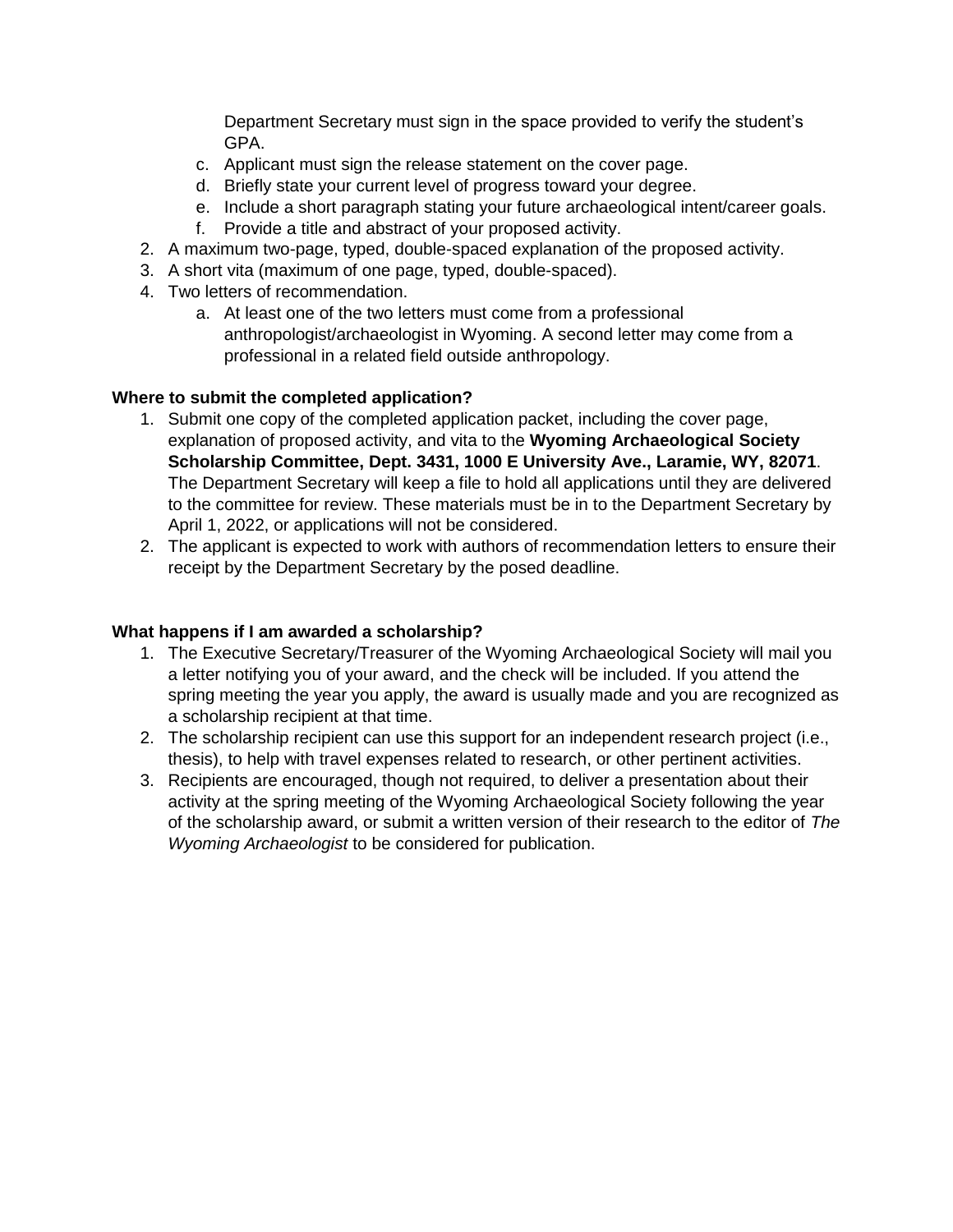Department Secretary must sign in the space provided to verify the student's GPA.

   c. Applicant must sign the release statement on the cover page.
   d. Briefly state your current level of progress toward your degree.
   e. Include a short paragraph stating your future archaeological intent/career goals.
   f. Provide a title and abstract of your proposed activity.

2. A maximum two-page, typed, double-spaced explanation of the proposed activity.
3. A short vita (maximum of one page, typed, double-spaced).
4. Two letters of recommendation.
   a. At least one of the two letters must come from a professional anthropologist/archaeologist in Wyoming. A second letter may come from a professional in a related field outside anthropology.

**Where to submit the completed application?**

1. Submit one copy of the completed application packet, including the cover page, explanation of proposed activity, and vita to the **Wyoming Archaeological Society Scholarship Committee, Dept. 3431, 1000 E University Ave., Laramie, WY, 82071**. The Department Secretary will keep a file to hold all applications until they are delivered to the committee for review. These materials must be in to the Department Secretary by April 1, 2022, or applications will not be considered.
2. The applicant is expected to work with authors of recommendation letters to ensure their receipt by the Department Secretary by the posed deadline.

**What happens if I am awarded a scholarship?**

1. The Executive Secretary/Treasurer of the Wyoming Archaeological Society will mail you a letter notifying you of your award, and the check will be included. If you attend the spring meeting the year you apply, the award is usually made and you are recognized as a scholarship recipient at that time.
2. The scholarship recipient can use this support for an independent research project (i.e., thesis), to help with travel expenses related to research, or other pertinent activities.
3. Recipients are encouraged, though not required, to deliver a presentation about their activity at the spring meeting of the Wyoming Archaeological Society following the year of the scholarship award, or submit a written version of their research to the editor of *The Wyoming Archaeologist* to be considered for publication.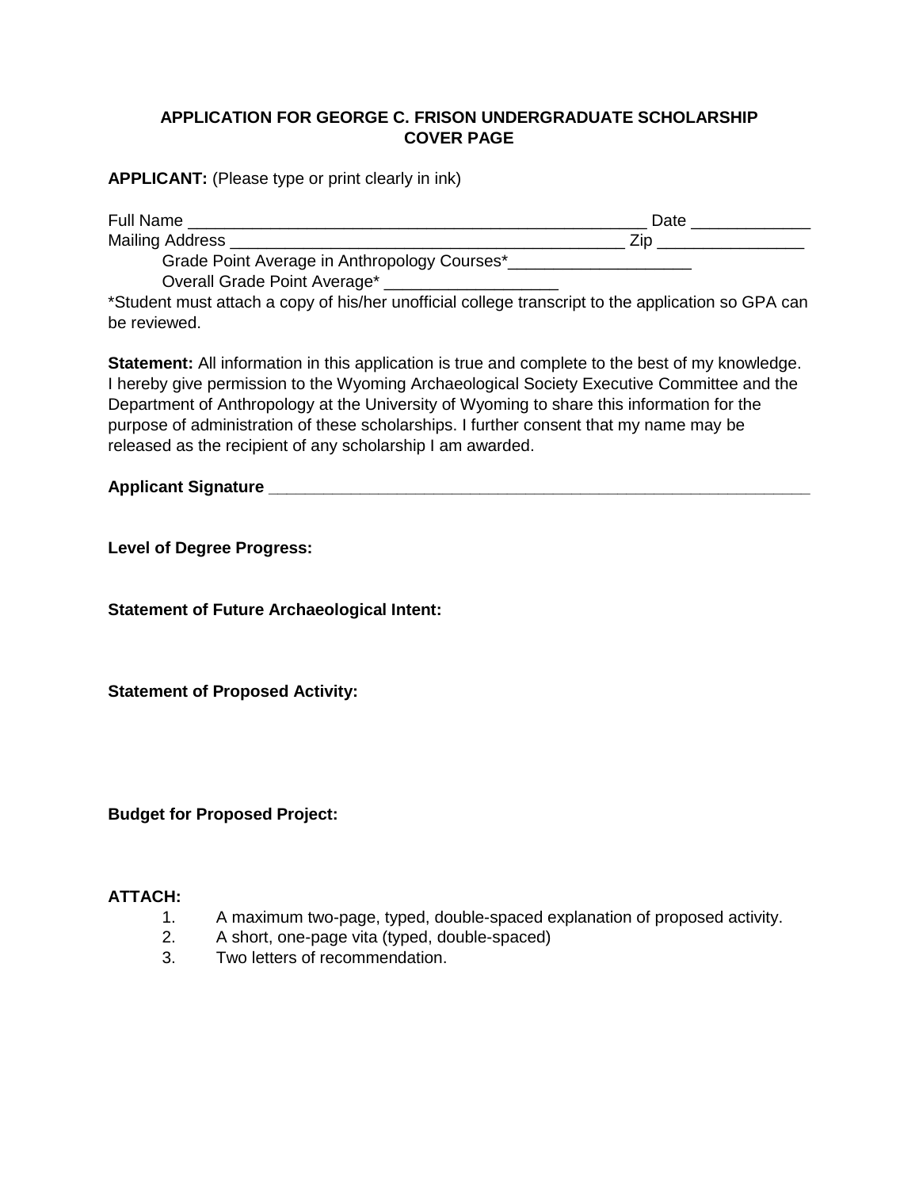**APPLICATION FOR GEORGE C. FRISON UNDERGRADUATE SCHOLARSHIP**
**COVER PAGE**

**APPLICANT:** (Please type or print clearly in ink)

Full Name __________________________________________________ Date _____________
Mailing Address ____________________________________________ Zip ________________
Grade Point Average in Anthropology Courses*____________________
Overall Grade Point Average* ___________________

*Student must attach a copy of his/her unofficial college transcript to the application so GPA can be reviewed.

**Statement:** All information in this application is true and complete to the best of my knowledge. I hereby give permission to the Wyoming Archaeological Society Executive Committee and the Department of Anthropology at the University of Wyoming to share this information for the purpose of administration of these scholarships. I further consent that my name may be released as the recipient of any scholarship I am awarded.

**Applicant Signature** ____________________________________________________________

**Level of Degree Progress:**

**Statement of Future Archaeological Intent:**

**Statement of Proposed Activity:**

**Budget for Proposed Project:**

**ATTACH:**

1. A maximum two-page, typed, double-spaced explanation of proposed activity.
2. A short, one-page vita (typed, double-spaced)
3. Two letters of recommendation.